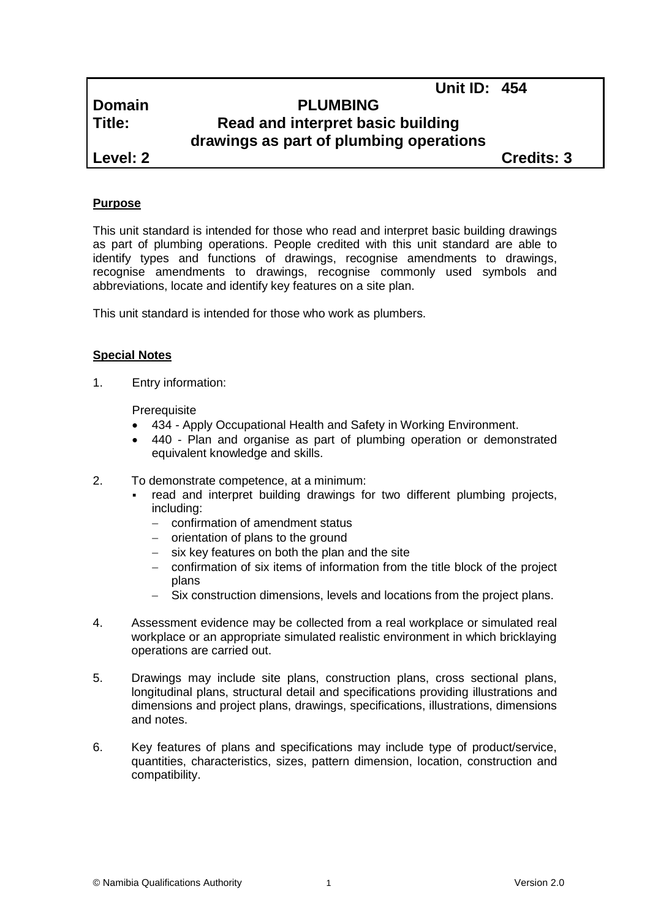| | Unit ID: 454 | |
|---|---|---|
| **Domain** | **PLUMBING** | |
| **Title:** | **Read and interpret basic building drawings as part of plumbing operations** | |
| **Level: 2** | | **Credits: 3** |

**Purpose**

This unit standard is intended for those who read and interpret basic building drawings as part of plumbing operations. People credited with this unit standard are able to identify types and functions of drawings, recognise amendments to drawings, recognise amendments to drawings, recognise commonly used symbols and abbreviations, locate and identify key features on a site plan.

This unit standard is intended for those who work as plumbers.

**Special Notes**

1. Entry information:

   Prerequisite
   - 434 - Apply Occupational Health and Safety in Working Environment.
   - 440 - Plan and organise as part of plumbing operation or demonstrated equivalent knowledge and skills.

2. To demonstrate competence, at a minimum:
   - read and interpret building drawings for two different plumbing projects, including:
     - confirmation of amendment status
     - orientation of plans to the ground
     - six key features on both the plan and the site
     - confirmation of six items of information from the title block of the project plans
     - Six construction dimensions, levels and locations from the project plans.

4. Assessment evidence may be collected from a real workplace or simulated real workplace or an appropriate simulated realistic environment in which bricklaying operations are carried out.

5. Drawings may include site plans, construction plans, cross sectional plans, longitudinal plans, structural detail and specifications providing illustrations and dimensions and project plans, drawings, specifications, illustrations, dimensions and notes.

6. Key features of plans and specifications may include type of product/service, quantities, characteristics, sizes, pattern dimension, location, construction and compatibility.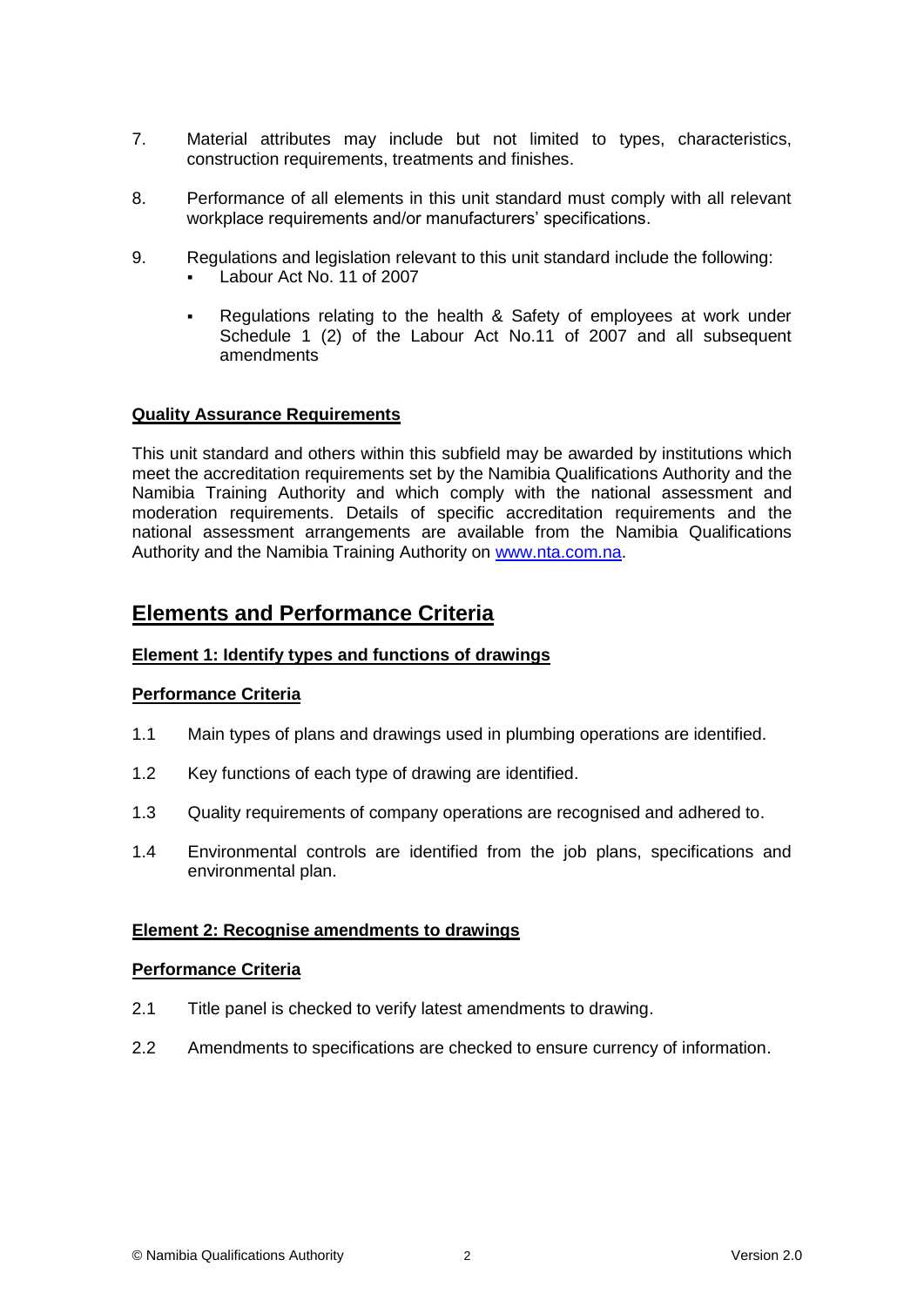7. Material attributes may include but not limited to types, characteristics, construction requirements, treatments and finishes.

8. Performance of all elements in this unit standard must comply with all relevant workplace requirements and/or manufacturers' specifications.

9. Regulations and legislation relevant to this unit standard include the following:
   - Labour Act No. 11 of 2007
   - Regulations relating to the health & Safety of employees at work under Schedule 1 (2) of the Labour Act No.11 of 2007 and all subsequent amendments

**Quality Assurance Requirements**

This unit standard and others within this subfield may be awarded by institutions which meet the accreditation requirements set by the Namibia Qualifications Authority and the Namibia Training Authority and which comply with the national assessment and moderation requirements. Details of specific accreditation requirements and the national assessment arrangements are available from the Namibia Qualifications Authority and the Namibia Training Authority on www.nta.com.na.

## Elements and Performance Criteria

**Element 1: Identify types and functions of drawings**

**Performance Criteria**

1.1 Main types of plans and drawings used in plumbing operations are identified.

1.2 Key functions of each type of drawing are identified.

1.3 Quality requirements of company operations are recognised and adhered to.

1.4 Environmental controls are identified from the job plans, specifications and environmental plan.

**Element 2: Recognise amendments to drawings**

**Performance Criteria**

2.1 Title panel is checked to verify latest amendments to drawing.

2.2 Amendments to specifications are checked to ensure currency of information.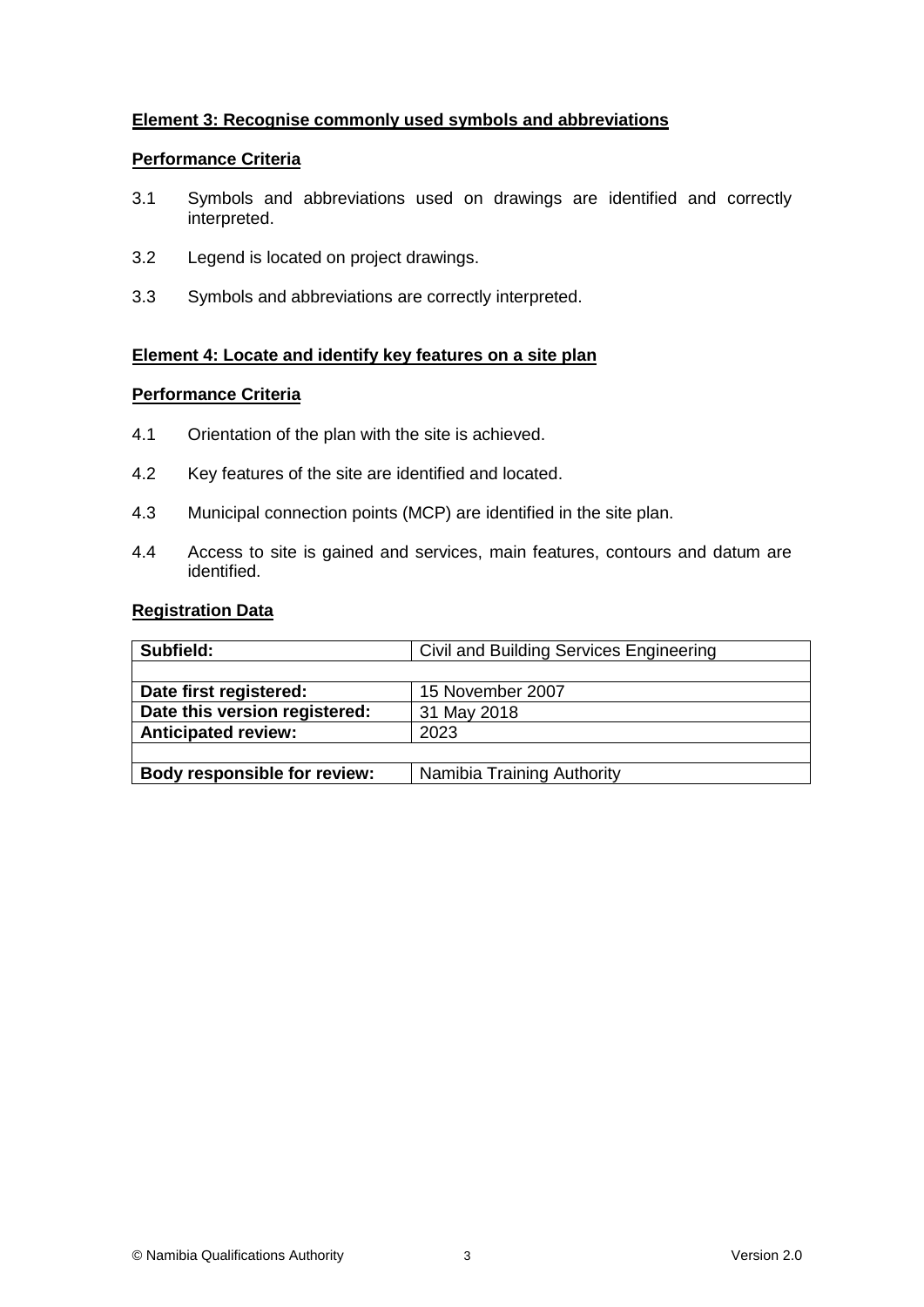**Element 3: Recognise commonly used symbols and abbreviations**

**Performance Criteria**

3.1 Symbols and abbreviations used on drawings are identified and correctly interpreted.

3.2 Legend is located on project drawings.

3.3 Symbols and abbreviations are correctly interpreted.

**Element 4: Locate and identify key features on a site plan**

**Performance Criteria**

4.1 Orientation of the plan with the site is achieved.

4.2 Key features of the site are identified and located.

4.3 Municipal connection points (MCP) are identified in the site plan.

4.4 Access to site is gained and services, main features, contours and datum are identified.

**Registration Data**

| | |
|---|---|
| **Subfield:** | Civil and Building Services Engineering |
| | |
| **Date first registered:** | 15 November 2007 |
| **Date this version registered:** | 31 May 2018 |
| **Anticipated review:** | 2023 |
| | |
| **Body responsible for review:** | Namibia Training Authority |